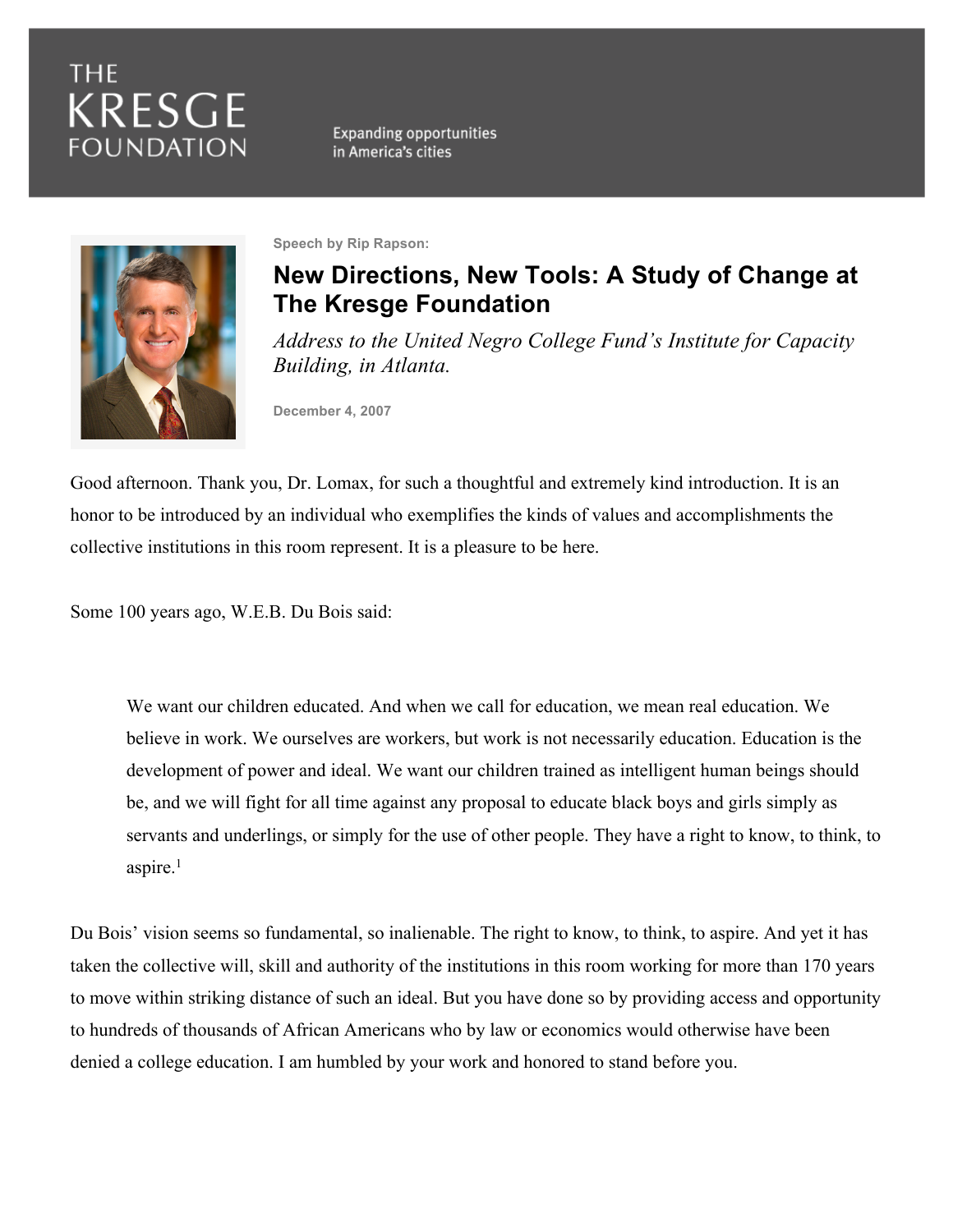THE KRESGE FOUNDATION

Expanding opportunities in America's cities

**Speech by Rip Rapson:**

# New Directions, New Tools: A Study of Change at The Kresge Foundation

*Address to the United Negro College Fund's Institute for Capacity Building, in Atlanta.*

**December 4, 2007**

Good afternoon. Thank you, Dr. Lomax, for such a thoughtful and extremely kind introduction. It is an honor to be introduced by an individual who exemplifies the kinds of values and accomplishments the collective institutions in this room represent. It is a pleasure to be here.

Some 100 years ago, W.E.B. Du Bois said:

> We want our children educated. And when we call for education, we mean real education. We believe in work. We ourselves are workers, but work is not necessarily education. Education is the development of power and ideal. We want our children trained as intelligent human beings should be, and we will fight for all time against any proposal to educate black boys and girls simply as servants and underlings, or simply for the use of other people. They have a right to know, to think, to aspire.[1]

Du Bois' vision seems so fundamental, so inalienable. The right to know, to think, to aspire. And yet it has taken the collective will, skill and authority of the institutions in this room working for more than 170 years to move within striking distance of such an ideal. But you have done so by providing access and opportunity to hundreds of thousands of African Americans who by law or economics would otherwise have been denied a college education. I am humbled by your work and honored to stand before you.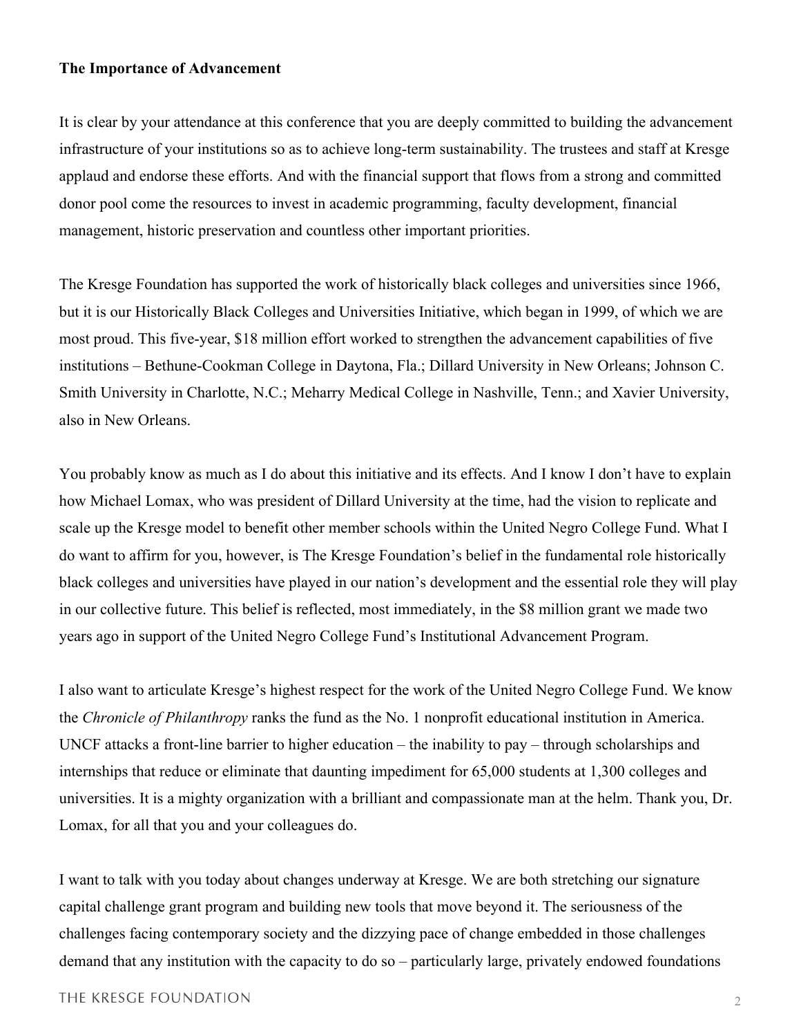**The Importance of Advancement**

It is clear by your attendance at this conference that you are deeply committed to building the advancement infrastructure of your institutions so as to achieve long-term sustainability. The trustees and staff at Kresge applaud and endorse these efforts. And with the financial support that flows from a strong and committed donor pool come the resources to invest in academic programming, faculty development, financial management, historic preservation and countless other important priorities.

The Kresge Foundation has supported the work of historically black colleges and universities since 1966, but it is our Historically Black Colleges and Universities Initiative, which began in 1999, of which we are most proud. This five-year, $18 million effort worked to strengthen the advancement capabilities of five institutions – Bethune-Cookman College in Daytona, Fla.; Dillard University in New Orleans; Johnson C. Smith University in Charlotte, N.C.; Meharry Medical College in Nashville, Tenn.; and Xavier University, also in New Orleans.

You probably know as much as I do about this initiative and its effects. And I know I don't have to explain how Michael Lomax, who was president of Dillard University at the time, had the vision to replicate and scale up the Kresge model to benefit other member schools within the United Negro College Fund. What I do want to affirm for you, however, is The Kresge Foundation's belief in the fundamental role historically black colleges and universities have played in our nation's development and the essential role they will play in our collective future. This belief is reflected, most immediately, in the $8 million grant we made two years ago in support of the United Negro College Fund's Institutional Advancement Program.

I also want to articulate Kresge's highest respect for the work of the United Negro College Fund. We know the *Chronicle of Philanthropy* ranks the fund as the No. 1 nonprofit educational institution in America. UNCF attacks a front-line barrier to higher education – the inability to pay – through scholarships and internships that reduce or eliminate that daunting impediment for 65,000 students at 1,300 colleges and universities. It is a mighty organization with a brilliant and compassionate man at the helm. Thank you, Dr. Lomax, for all that you and your colleagues do.

I want to talk with you today about changes underway at Kresge. We are both stretching our signature capital challenge grant program and building new tools that move beyond it. The seriousness of the challenges facing contemporary society and the dizzying pace of change embedded in those challenges demand that any institution with the capacity to do so – particularly large, privately endowed foundations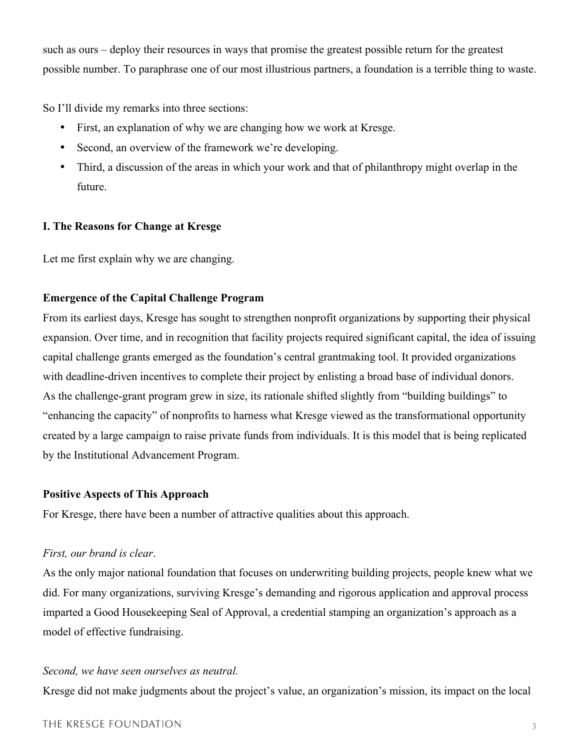such as ours – deploy their resources in ways that promise the greatest possible return for the greatest possible number. To paraphrase one of our most illustrious partners, a foundation is a terrible thing to waste.

So I'll divide my remarks into three sections:

- First, an explanation of why we are changing how we work at Kresge.
- Second, an overview of the framework we're developing.
- Third, a discussion of the areas in which your work and that of philanthropy might overlap in the future.

## I. The Reasons for Change at Kresge

Let me first explain why we are changing.

### Emergence of the Capital Challenge Program

From its earliest days, Kresge has sought to strengthen nonprofit organizations by supporting their physical expansion. Over time, and in recognition that facility projects required significant capital, the idea of issuing capital challenge grants emerged as the foundation's central grantmaking tool. It provided organizations with deadline-driven incentives to complete their project by enlisting a broad base of individual donors. As the challenge-grant program grew in size, its rationale shifted slightly from "building buildings" to "enhancing the capacity" of nonprofits to harness what Kresge viewed as the transformational opportunity created by a large campaign to raise private funds from individuals. It is this model that is being replicated by the Institutional Advancement Program.

### Positive Aspects of This Approach

For Kresge, there have been a number of attractive qualities about this approach.

*First, our brand is clear*.

As the only major national foundation that focuses on underwriting building projects, people knew what we did. For many organizations, surviving Kresge's demanding and rigorous application and approval process imparted a Good Housekeeping Seal of Approval, a credential stamping an organization's approach as a model of effective fundraising.

*Second, we have seen ourselves as neutral.*

Kresge did not make judgments about the project's value, an organization's mission, its impact on the local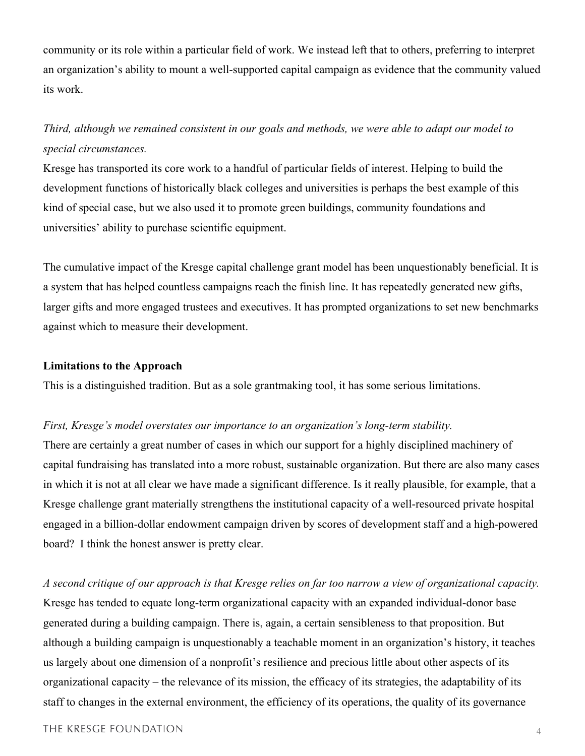community or its role within a particular field of work. We instead left that to others, preferring to interpret an organization's ability to mount a well-supported capital campaign as evidence that the community valued its work.

*Third, although we remained consistent in our goals and methods, we were able to adapt our model to special circumstances.*
Kresge has transported its core work to a handful of particular fields of interest. Helping to build the development functions of historically black colleges and universities is perhaps the best example of this kind of special case, but we also used it to promote green buildings, community foundations and universities' ability to purchase scientific equipment.

The cumulative impact of the Kresge capital challenge grant model has been unquestionably beneficial. It is a system that has helped countless campaigns reach the finish line. It has repeatedly generated new gifts, larger gifts and more engaged trustees and executives. It has prompted organizations to set new benchmarks against which to measure their development.

**Limitations to the Approach**

This is a distinguished tradition. But as a sole grantmaking tool, it has some serious limitations.

*First, Kresge's model overstates our importance to an organization's long-term stability.*
There are certainly a great number of cases in which our support for a highly disciplined machinery of capital fundraising has translated into a more robust, sustainable organization. But there are also many cases in which it is not at all clear we have made a significant difference. Is it really plausible, for example, that a Kresge challenge grant materially strengthens the institutional capacity of a well-resourced private hospital engaged in a billion-dollar endowment campaign driven by scores of development staff and a high-powered board? I think the honest answer is pretty clear.

*A second critique of our approach is that Kresge relies on far too narrow a view of organizational capacity.*
Kresge has tended to equate long-term organizational capacity with an expanded individual-donor base generated during a building campaign. There is, again, a certain sensibleness to that proposition. But although a building campaign is unquestionably a teachable moment in an organization's history, it teaches us largely about one dimension of a nonprofit's resilience and precious little about other aspects of its organizational capacity – the relevance of its mission, the efficacy of its strategies, the adaptability of its staff to changes in the external environment, the efficiency of its operations, the quality of its governance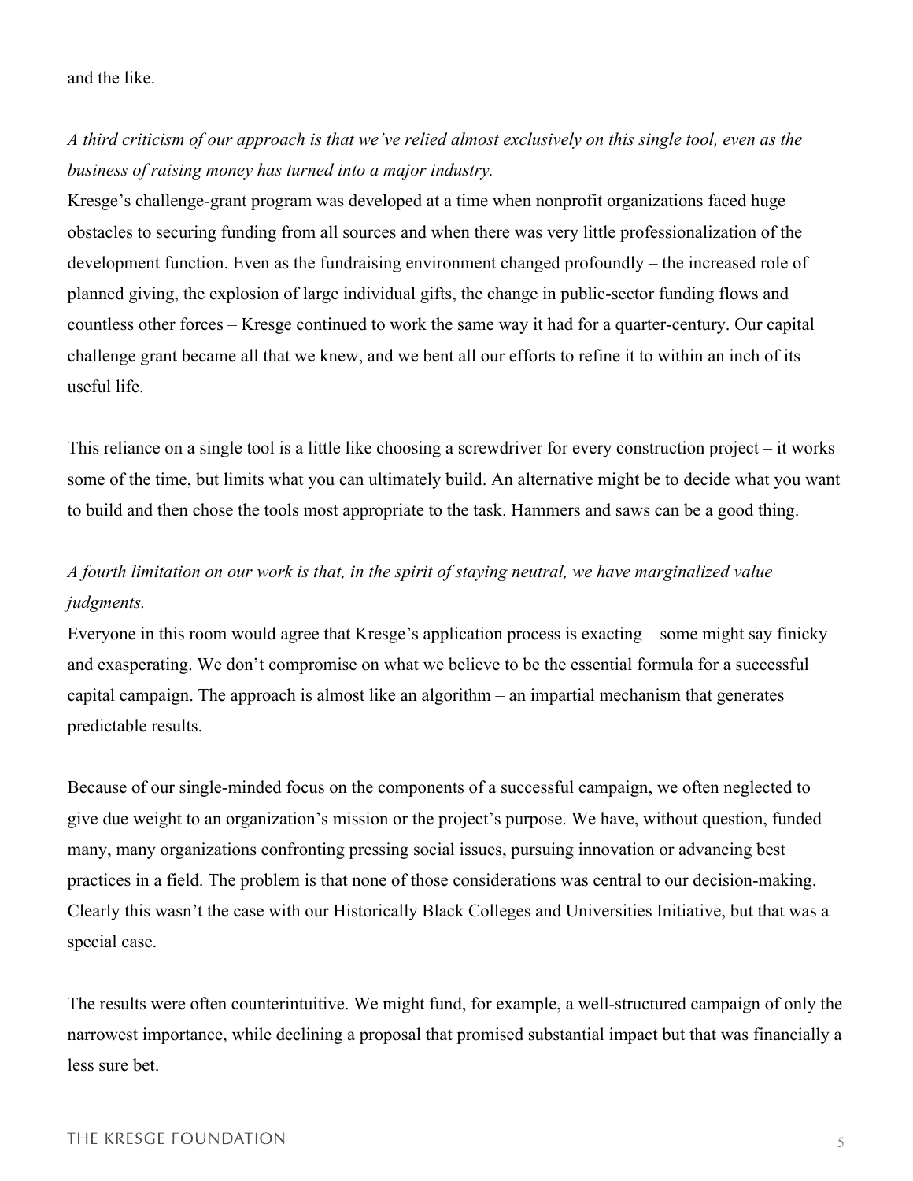and the like.

*A third criticism of our approach is that we've relied almost exclusively on this single tool, even as the business of raising money has turned into a major industry.*

Kresge's challenge-grant program was developed at a time when nonprofit organizations faced huge obstacles to securing funding from all sources and when there was very little professionalization of the development function. Even as the fundraising environment changed profoundly – the increased role of planned giving, the explosion of large individual gifts, the change in public-sector funding flows and countless other forces – Kresge continued to work the same way it had for a quarter-century. Our capital challenge grant became all that we knew, and we bent all our efforts to refine it to within an inch of its useful life.

This reliance on a single tool is a little like choosing a screwdriver for every construction project – it works some of the time, but limits what you can ultimately build. An alternative might be to decide what you want to build and then chose the tools most appropriate to the task. Hammers and saws can be a good thing.

*A fourth limitation on our work is that, in the spirit of staying neutral, we have marginalized value judgments.*

Everyone in this room would agree that Kresge's application process is exacting – some might say finicky and exasperating. We don't compromise on what we believe to be the essential formula for a successful capital campaign. The approach is almost like an algorithm – an impartial mechanism that generates predictable results.

Because of our single-minded focus on the components of a successful campaign, we often neglected to give due weight to an organization's mission or the project's purpose. We have, without question, funded many, many organizations confronting pressing social issues, pursuing innovation or advancing best practices in a field. The problem is that none of those considerations was central to our decision-making. Clearly this wasn't the case with our Historically Black Colleges and Universities Initiative, but that was a special case.

The results were often counterintuitive. We might fund, for example, a well-structured campaign of only the narrowest importance, while declining a proposal that promised substantial impact but that was financially a less sure bet.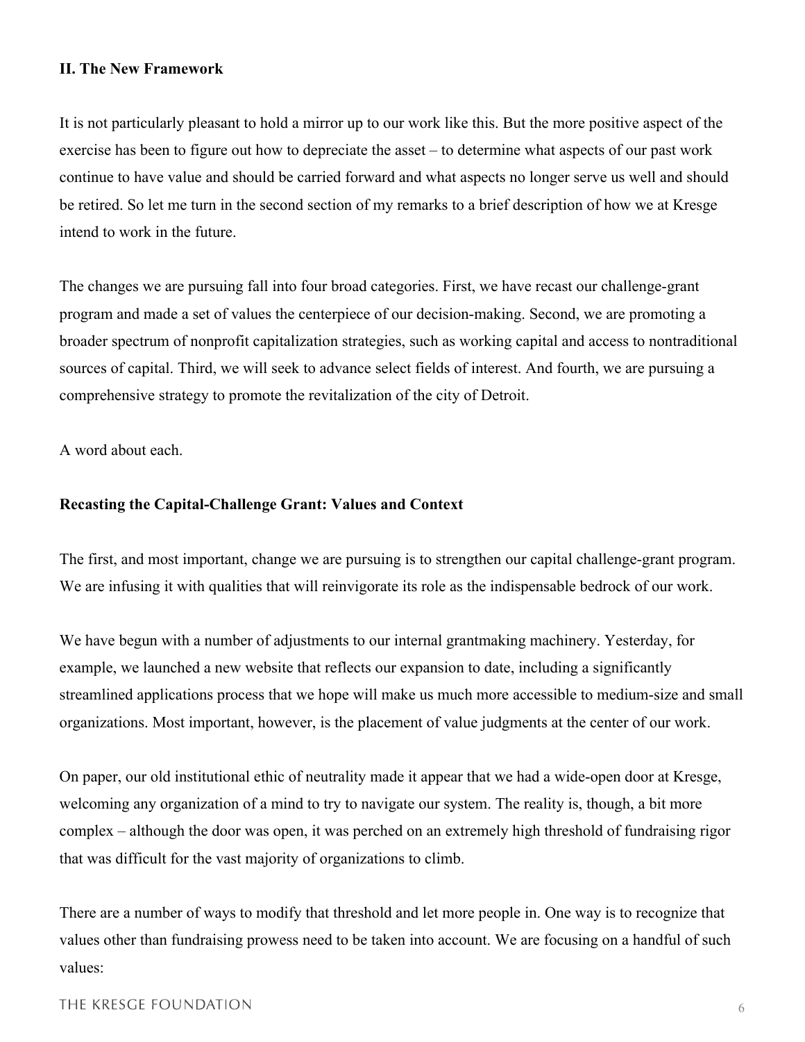## II. The New Framework

It is not particularly pleasant to hold a mirror up to our work like this. But the more positive aspect of the exercise has been to figure out how to depreciate the asset – to determine what aspects of our past work continue to have value and should be carried forward and what aspects no longer serve us well and should be retired. So let me turn in the second section of my remarks to a brief description of how we at Kresge intend to work in the future.

The changes we are pursuing fall into four broad categories. First, we have recast our challenge-grant program and made a set of values the centerpiece of our decision-making. Second, we are promoting a broader spectrum of nonprofit capitalization strategies, such as working capital and access to nontraditional sources of capital. Third, we will seek to advance select fields of interest. And fourth, we are pursuing a comprehensive strategy to promote the revitalization of the city of Detroit.

A word about each.

### Recasting the Capital-Challenge Grant: Values and Context

The first, and most important, change we are pursuing is to strengthen our capital challenge-grant program. We are infusing it with qualities that will reinvigorate its role as the indispensable bedrock of our work.

We have begun with a number of adjustments to our internal grantmaking machinery. Yesterday, for example, we launched a new website that reflects our expansion to date, including a significantly streamlined applications process that we hope will make us much more accessible to medium-size and small organizations. Most important, however, is the placement of value judgments at the center of our work.

On paper, our old institutional ethic of neutrality made it appear that we had a wide-open door at Kresge, welcoming any organization of a mind to try to navigate our system. The reality is, though, a bit more complex – although the door was open, it was perched on an extremely high threshold of fundraising rigor that was difficult for the vast majority of organizations to climb.

There are a number of ways to modify that threshold and let more people in. One way is to recognize that values other than fundraising prowess need to be taken into account. We are focusing on a handful of such values: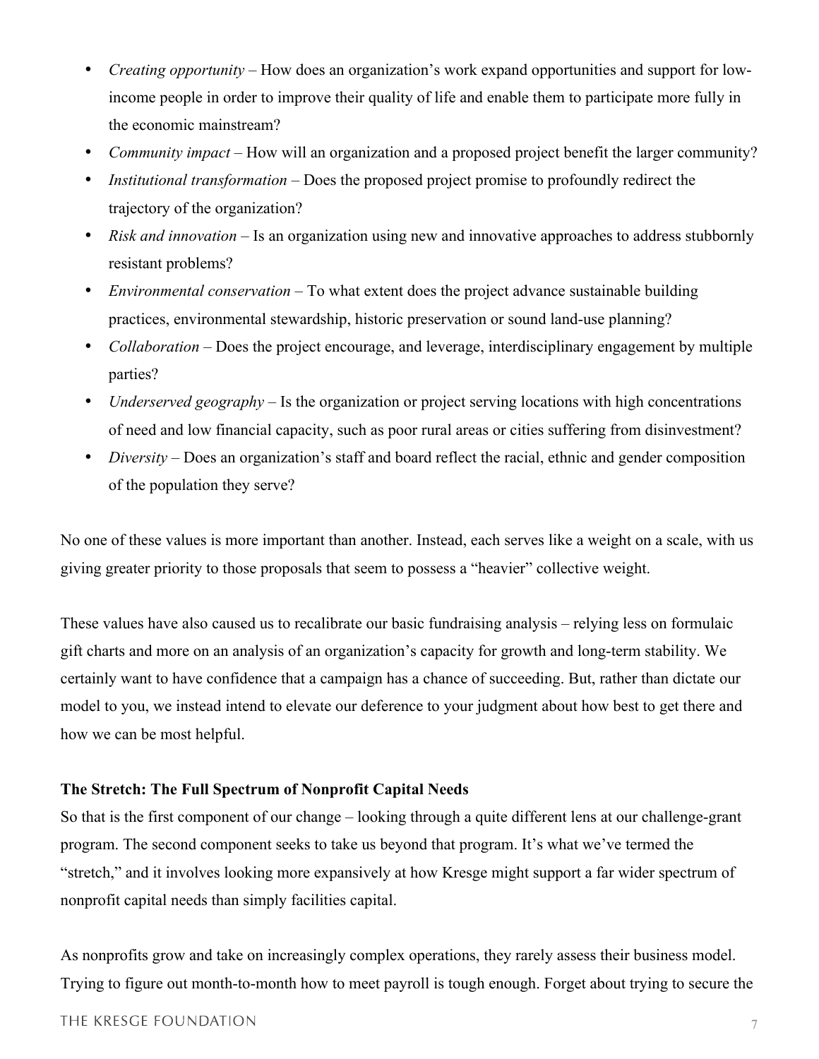- *Creating opportunity* – How does an organization's work expand opportunities and support for low-income people in order to improve their quality of life and enable them to participate more fully in the economic mainstream?
- *Community impact* – How will an organization and a proposed project benefit the larger community?
- *Institutional transformation* – Does the proposed project promise to profoundly redirect the trajectory of the organization?
- *Risk and innovation* – Is an organization using new and innovative approaches to address stubbornly resistant problems?
- *Environmental conservation* – To what extent does the project advance sustainable building practices, environmental stewardship, historic preservation or sound land-use planning?
- *Collaboration* – Does the project encourage, and leverage, interdisciplinary engagement by multiple parties?
- *Underserved geography* – Is the organization or project serving locations with high concentrations of need and low financial capacity, such as poor rural areas or cities suffering from disinvestment?
- *Diversity* – Does an organization's staff and board reflect the racial, ethnic and gender composition of the population they serve?

No one of these values is more important than another. Instead, each serves like a weight on a scale, with us giving greater priority to those proposals that seem to possess a "heavier" collective weight.

These values have also caused us to recalibrate our basic fundraising analysis – relying less on formulaic gift charts and more on an analysis of an organization's capacity for growth and long-term stability. We certainly want to have confidence that a campaign has a chance of succeeding. But, rather than dictate our model to you, we instead intend to elevate our deference to your judgment about how best to get there and how we can be most helpful.

**The Stretch: The Full Spectrum of Nonprofit Capital Needs**

So that is the first component of our change – looking through a quite different lens at our challenge-grant program. The second component seeks to take us beyond that program. It's what we've termed the "stretch," and it involves looking more expansively at how Kresge might support a far wider spectrum of nonprofit capital needs than simply facilities capital.

As nonprofits grow and take on increasingly complex operations, they rarely assess their business model. Trying to figure out month-to-month how to meet payroll is tough enough. Forget about trying to secure the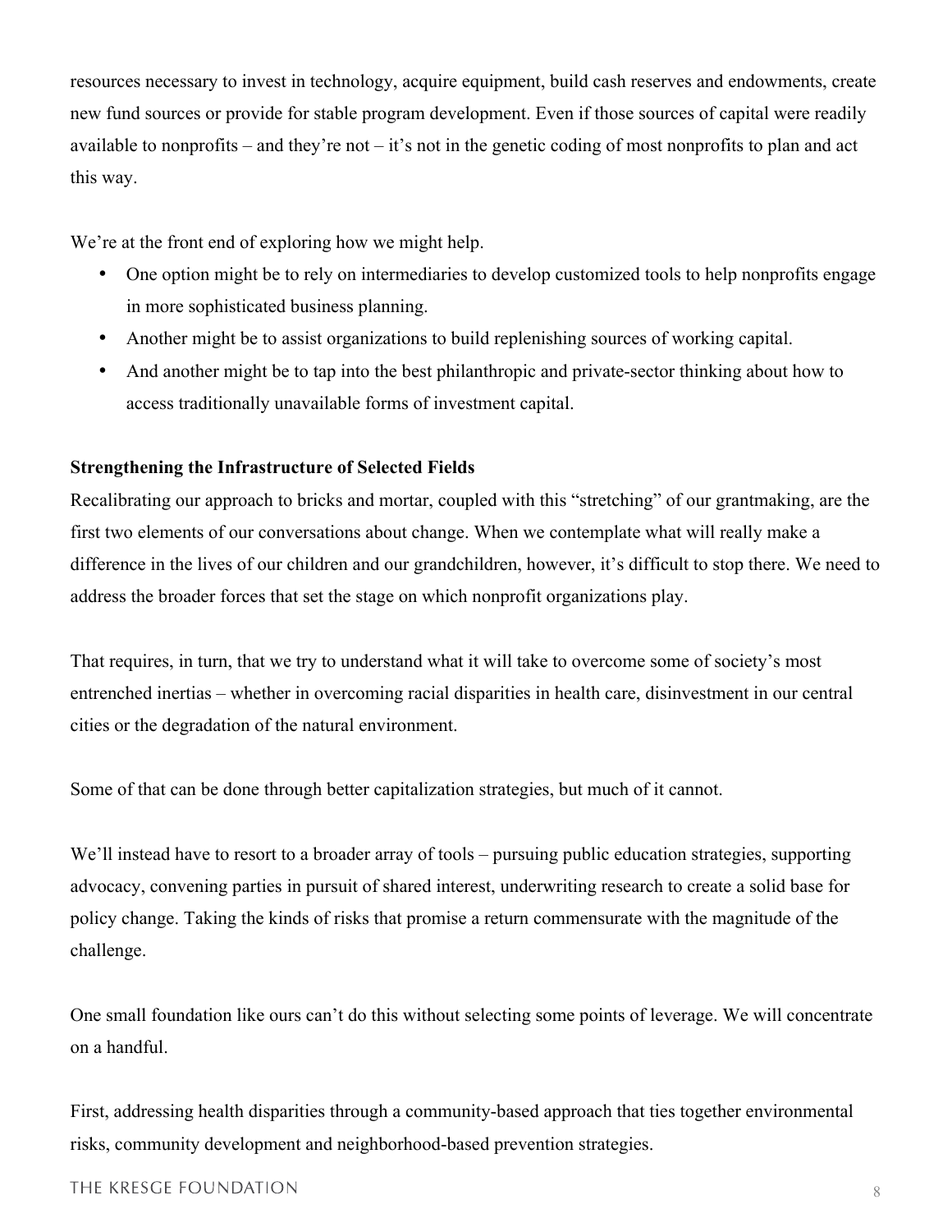resources necessary to invest in technology, acquire equipment, build cash reserves and endowments, create new fund sources or provide for stable program development. Even if those sources of capital were readily available to nonprofits – and they're not – it's not in the genetic coding of most nonprofits to plan and act this way.

We're at the front end of exploring how we might help.

- One option might be to rely on intermediaries to develop customized tools to help nonprofits engage in more sophisticated business planning.
- Another might be to assist organizations to build replenishing sources of working capital.
- And another might be to tap into the best philanthropic and private-sector thinking about how to access traditionally unavailable forms of investment capital.

**Strengthening the Infrastructure of Selected Fields**

Recalibrating our approach to bricks and mortar, coupled with this "stretching" of our grantmaking, are the first two elements of our conversations about change. When we contemplate what will really make a difference in the lives of our children and our grandchildren, however, it's difficult to stop there. We need to address the broader forces that set the stage on which nonprofit organizations play.

That requires, in turn, that we try to understand what it will take to overcome some of society's most entrenched inertias – whether in overcoming racial disparities in health care, disinvestment in our central cities or the degradation of the natural environment.

Some of that can be done through better capitalization strategies, but much of it cannot.

We'll instead have to resort to a broader array of tools – pursuing public education strategies, supporting advocacy, convening parties in pursuit of shared interest, underwriting research to create a solid base for policy change. Taking the kinds of risks that promise a return commensurate with the magnitude of the challenge.

One small foundation like ours can't do this without selecting some points of leverage. We will concentrate on a handful.

First, addressing health disparities through a community-based approach that ties together environmental risks, community development and neighborhood-based prevention strategies.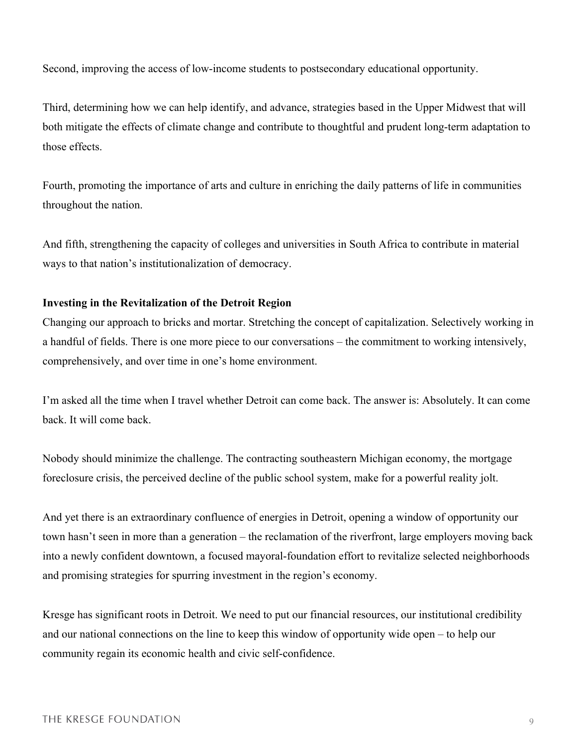Second, improving the access of low-income students to postsecondary educational opportunity.

Third, determining how we can help identify, and advance, strategies based in the Upper Midwest that will both mitigate the effects of climate change and contribute to thoughtful and prudent long-term adaptation to those effects.

Fourth, promoting the importance of arts and culture in enriching the daily patterns of life in communities throughout the nation.

And fifth, strengthening the capacity of colleges and universities in South Africa to contribute in material ways to that nation's institutionalization of democracy.

**Investing in the Revitalization of the Detroit Region**

Changing our approach to bricks and mortar. Stretching the concept of capitalization. Selectively working in a handful of fields. There is one more piece to our conversations – the commitment to working intensively, comprehensively, and over time in one's home environment.

I'm asked all the time when I travel whether Detroit can come back. The answer is: Absolutely. It can come back. It will come back.

Nobody should minimize the challenge. The contracting southeastern Michigan economy, the mortgage foreclosure crisis, the perceived decline of the public school system, make for a powerful reality jolt.

And yet there is an extraordinary confluence of energies in Detroit, opening a window of opportunity our town hasn't seen in more than a generation – the reclamation of the riverfront, large employers moving back into a newly confident downtown, a focused mayoral-foundation effort to revitalize selected neighborhoods and promising strategies for spurring investment in the region's economy.

Kresge has significant roots in Detroit. We need to put our financial resources, our institutional credibility and our national connections on the line to keep this window of opportunity wide open – to help our community regain its economic health and civic self-confidence.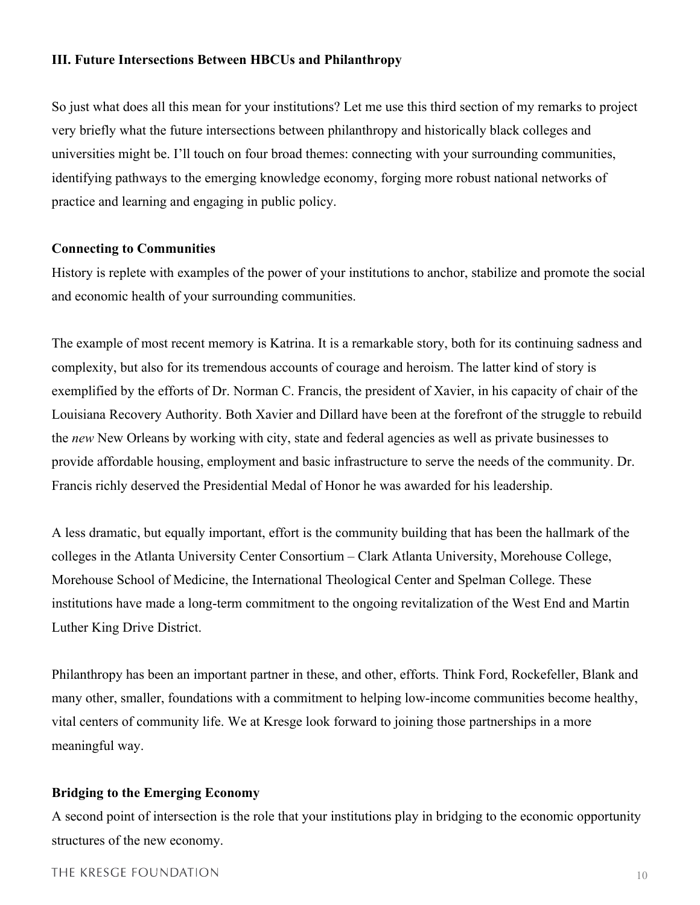### III. Future Intersections Between HBCUs and Philanthropy

So just what does all this mean for your institutions? Let me use this third section of my remarks to project very briefly what the future intersections between philanthropy and historically black colleges and universities might be. I'll touch on four broad themes: connecting with your surrounding communities, identifying pathways to the emerging knowledge economy, forging more robust national networks of practice and learning and engaging in public policy.

#### Connecting to Communities

History is replete with examples of the power of your institutions to anchor, stabilize and promote the social and economic health of your surrounding communities.

The example of most recent memory is Katrina. It is a remarkable story, both for its continuing sadness and complexity, but also for its tremendous accounts of courage and heroism. The latter kind of story is exemplified by the efforts of Dr. Norman C. Francis, the president of Xavier, in his capacity of chair of the Louisiana Recovery Authority. Both Xavier and Dillard have been at the forefront of the struggle to rebuild the *new* New Orleans by working with city, state and federal agencies as well as private businesses to provide affordable housing, employment and basic infrastructure to serve the needs of the community. Dr. Francis richly deserved the Presidential Medal of Honor he was awarded for his leadership.

A less dramatic, but equally important, effort is the community building that has been the hallmark of the colleges in the Atlanta University Center Consortium – Clark Atlanta University, Morehouse College, Morehouse School of Medicine, the International Theological Center and Spelman College. These institutions have made a long-term commitment to the ongoing revitalization of the West End and Martin Luther King Drive District.

Philanthropy has been an important partner in these, and other, efforts. Think Ford, Rockefeller, Blank and many other, smaller, foundations with a commitment to helping low-income communities become healthy, vital centers of community life. We at Kresge look forward to joining those partnerships in a more meaningful way.

#### Bridging to the Emerging Economy

A second point of intersection is the role that your institutions play in bridging to the economic opportunity structures of the new economy.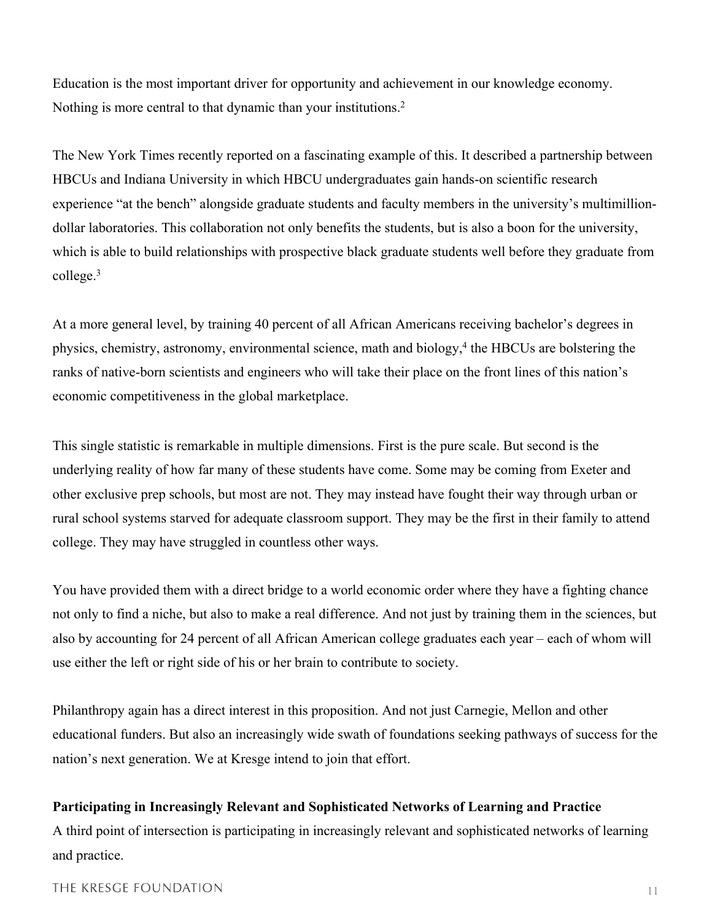Education is the most important driver for opportunity and achievement in our knowledge economy. Nothing is more central to that dynamic than your institutions.[2]

The New York Times recently reported on a fascinating example of this. It described a partnership between HBCUs and Indiana University in which HBCU undergraduates gain hands-on scientific research experience "at the bench" alongside graduate students and faculty members in the university's multimillion-dollar laboratories. This collaboration not only benefits the students, but is also a boon for the university, which is able to build relationships with prospective black graduate students well before they graduate from college.[3]

At a more general level, by training 40 percent of all African Americans receiving bachelor's degrees in physics, chemistry, astronomy, environmental science, math and biology,[4] the HBCUs are bolstering the ranks of native-born scientists and engineers who will take their place on the front lines of this nation's economic competitiveness in the global marketplace.

This single statistic is remarkable in multiple dimensions. First is the pure scale. But second is the underlying reality of how far many of these students have come. Some may be coming from Exeter and other exclusive prep schools, but most are not. They may instead have fought their way through urban or rural school systems starved for adequate classroom support. They may be the first in their family to attend college. They may have struggled in countless other ways.

You have provided them with a direct bridge to a world economic order where they have a fighting chance not only to find a niche, but also to make a real difference. And not just by training them in the sciences, but also by accounting for 24 percent of all African American college graduates each year – each of whom will use either the left or right side of his or her brain to contribute to society.

Philanthropy again has a direct interest in this proposition. And not just Carnegie, Mellon and other educational funders. But also an increasingly wide swath of foundations seeking pathways of success for the nation's next generation. We at Kresge intend to join that effort.

**Participating in Increasingly Relevant and Sophisticated Networks of Learning and Practice**

A third point of intersection is participating in increasingly relevant and sophisticated networks of learning and practice.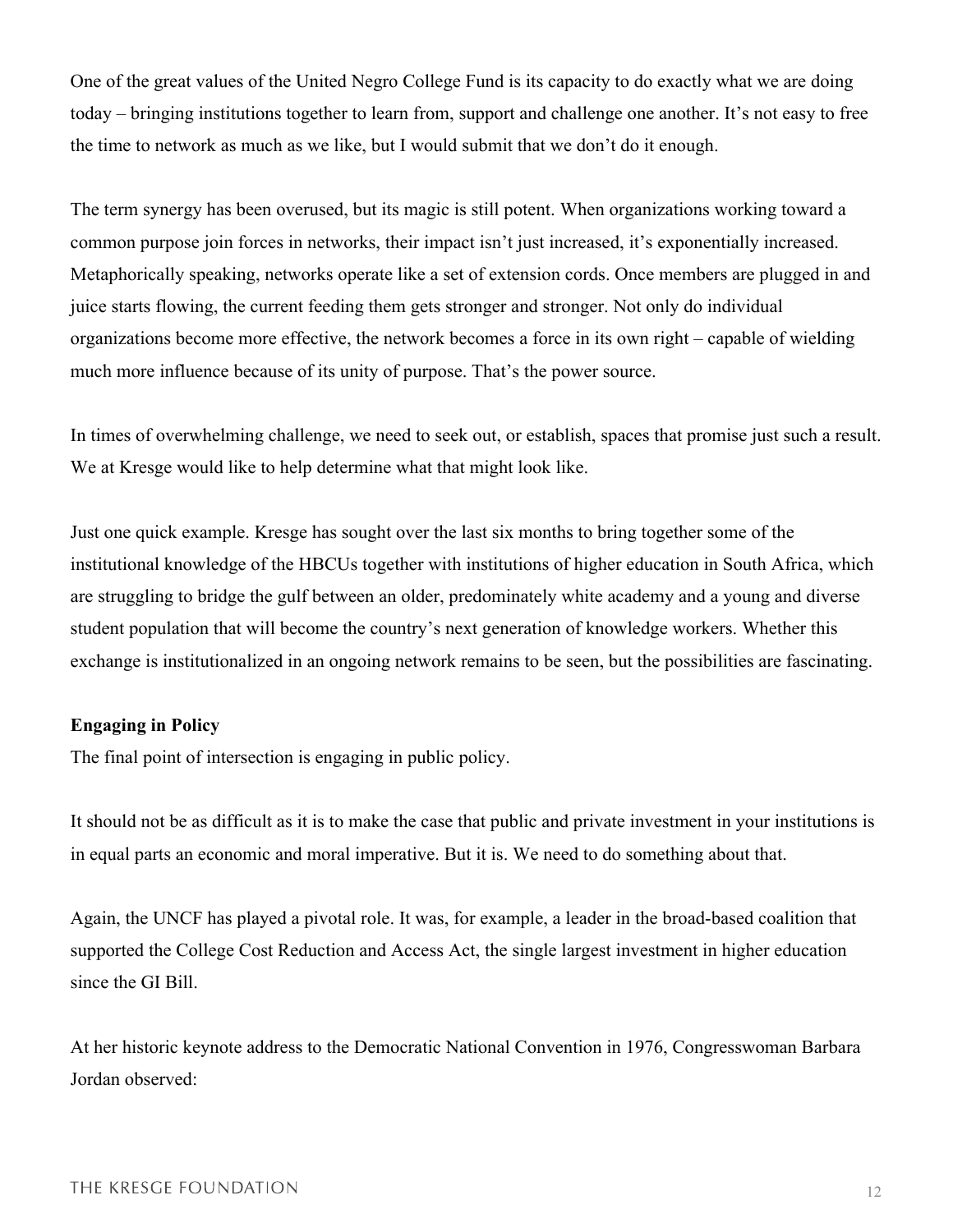One of the great values of the United Negro College Fund is its capacity to do exactly what we are doing today – bringing institutions together to learn from, support and challenge one another. It's not easy to free the time to network as much as we like, but I would submit that we don't do it enough.

The term synergy has been overused, but its magic is still potent. When organizations working toward a common purpose join forces in networks, their impact isn't just increased, it's exponentially increased. Metaphorically speaking, networks operate like a set of extension cords. Once members are plugged in and juice starts flowing, the current feeding them gets stronger and stronger. Not only do individual organizations become more effective, the network becomes a force in its own right – capable of wielding much more influence because of its unity of purpose. That's the power source.

In times of overwhelming challenge, we need to seek out, or establish, spaces that promise just such a result. We at Kresge would like to help determine what that might look like.

Just one quick example. Kresge has sought over the last six months to bring together some of the institutional knowledge of the HBCUs together with institutions of higher education in South Africa, which are struggling to bridge the gulf between an older, predominately white academy and a young and diverse student population that will become the country's next generation of knowledge workers. Whether this exchange is institutionalized in an ongoing network remains to be seen, but the possibilities are fascinating.

**Engaging in Policy**

The final point of intersection is engaging in public policy.

It should not be as difficult as it is to make the case that public and private investment in your institutions is in equal parts an economic and moral imperative. But it is. We need to do something about that.

Again, the UNCF has played a pivotal role. It was, for example, a leader in the broad-based coalition that supported the College Cost Reduction and Access Act, the single largest investment in higher education since the GI Bill.

At her historic keynote address to the Democratic National Convention in 1976, Congresswoman Barbara Jordan observed: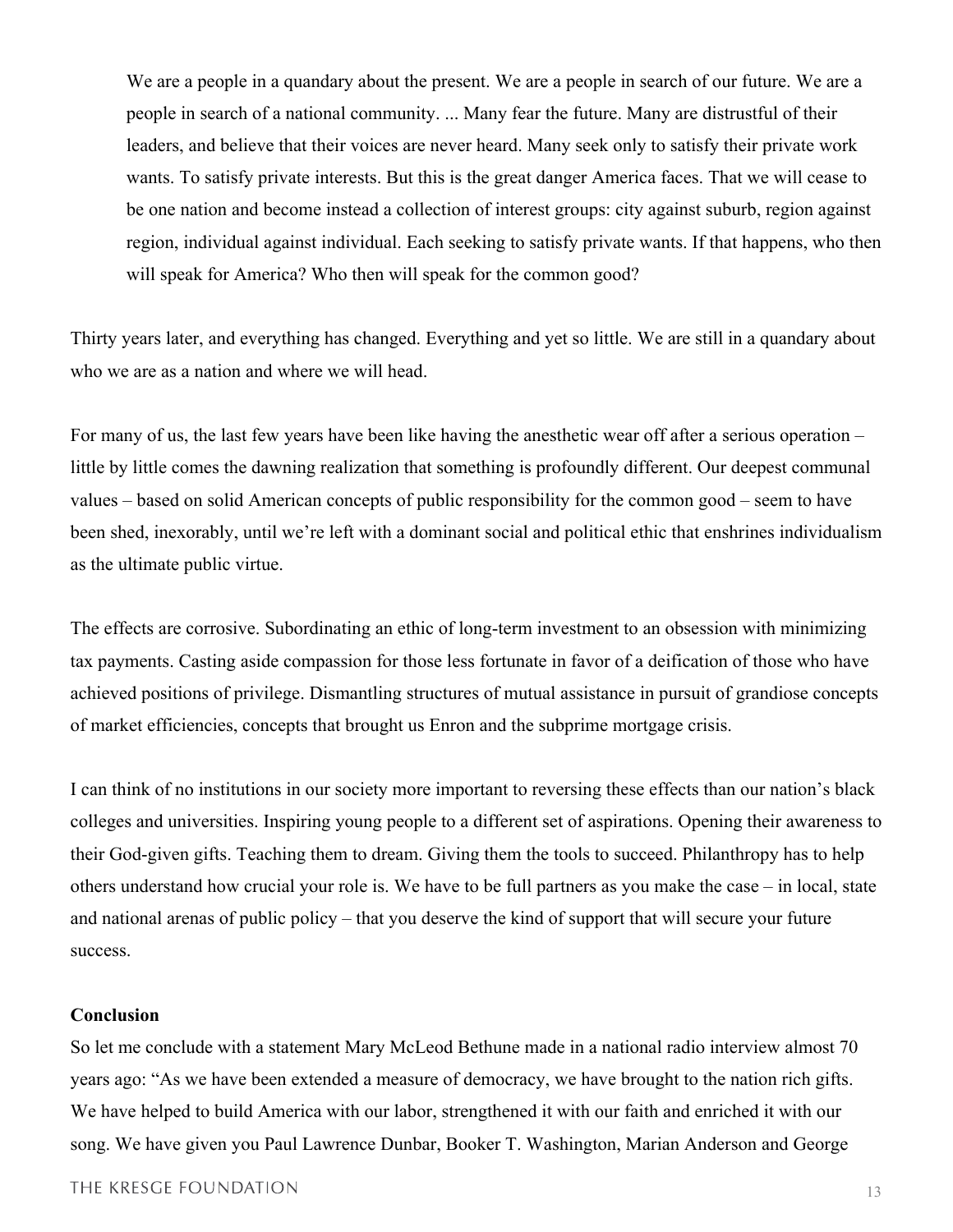> We are a people in a quandary about the present. We are a people in search of our future. We are a people in search of a national community. ... Many fear the future. Many are distrustful of their leaders, and believe that their voices are never heard. Many seek only to satisfy their private work wants. To satisfy private interests. But this is the great danger America faces. That we will cease to be one nation and become instead a collection of interest groups: city against suburb, region against region, individual against individual. Each seeking to satisfy private wants. If that happens, who then will speak for America? Who then will speak for the common good?

Thirty years later, and everything has changed. Everything and yet so little. We are still in a quandary about who we are as a nation and where we will head.

For many of us, the last few years have been like having the anesthetic wear off after a serious operation – little by little comes the dawning realization that something is profoundly different. Our deepest communal values – based on solid American concepts of public responsibility for the common good – seem to have been shed, inexorably, until we're left with a dominant social and political ethic that enshrines individualism as the ultimate public virtue.

The effects are corrosive. Subordinating an ethic of long-term investment to an obsession with minimizing tax payments. Casting aside compassion for those less fortunate in favor of a deification of those who have achieved positions of privilege. Dismantling structures of mutual assistance in pursuit of grandiose concepts of market efficiencies, concepts that brought us Enron and the subprime mortgage crisis.

I can think of no institutions in our society more important to reversing these effects than our nation's black colleges and universities. Inspiring young people to a different set of aspirations. Opening their awareness to their God-given gifts. Teaching them to dream. Giving them the tools to succeed. Philanthropy has to help others understand how crucial your role is. We have to be full partners as you make the case – in local, state and national arenas of public policy – that you deserve the kind of support that will secure your future success.

**Conclusion**

So let me conclude with a statement Mary McLeod Bethune made in a national radio interview almost 70 years ago: "As we have been extended a measure of democracy, we have brought to the nation rich gifts. We have helped to build America with our labor, strengthened it with our faith and enriched it with our song. We have given you Paul Lawrence Dunbar, Booker T. Washington, Marian Anderson and George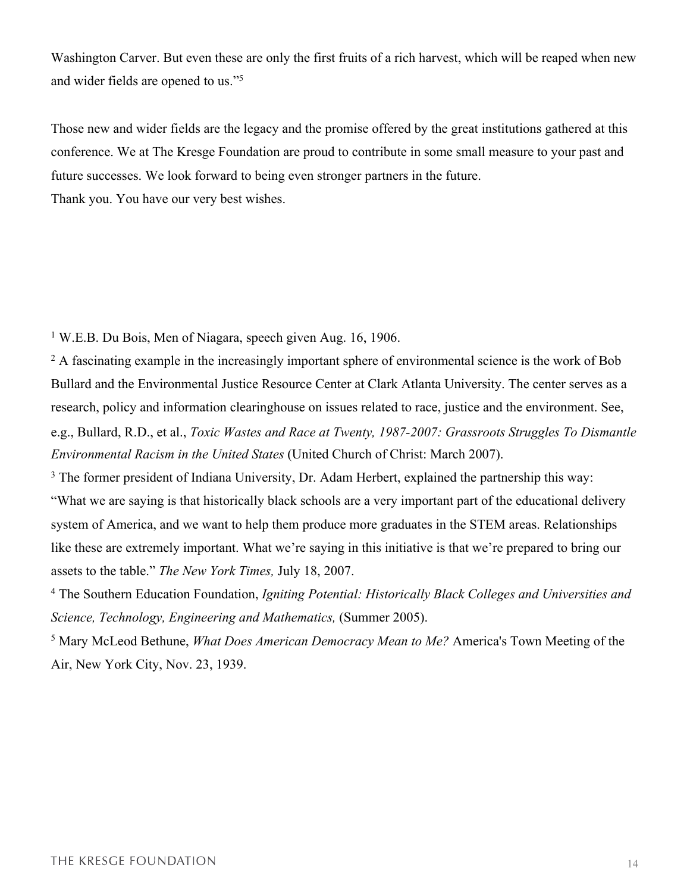Washington Carver. But even these are only the first fruits of a rich harvest, which will be reaped when new and wider fields are opened to us."[5]

Those new and wider fields are the legacy and the promise offered by the great institutions gathered at this conference. We at The Kresge Foundation are proud to contribute in some small measure to your past and future successes. We look forward to being even stronger partners in the future.
Thank you. You have our very best wishes.

[1] W.E.B. Du Bois, Men of Niagara, speech given Aug. 16, 1906.

[2] A fascinating example in the increasingly important sphere of environmental science is the work of Bob Bullard and the Environmental Justice Resource Center at Clark Atlanta University. The center serves as a research, policy and information clearinghouse on issues related to race, justice and the environment. See, e.g., Bullard, R.D., et al., *Toxic Wastes and Race at Twenty, 1987-2007: Grassroots Struggles To Dismantle Environmental Racism in the United States* (United Church of Christ: March 2007).

[3] The former president of Indiana University, Dr. Adam Herbert, explained the partnership this way: "What we are saying is that historically black schools are a very important part of the educational delivery system of America, and we want to help them produce more graduates in the STEM areas. Relationships like these are extremely important. What we're saying in this initiative is that we're prepared to bring our assets to the table." *The New York Times,* July 18, 2007.

[4] The Southern Education Foundation, *Igniting Potential: Historically Black Colleges and Universities and Science, Technology, Engineering and Mathematics,* (Summer 2005).

[5] Mary McLeod Bethune, *What Does American Democracy Mean to Me?* America's Town Meeting of the Air, New York City, Nov. 23, 1939.